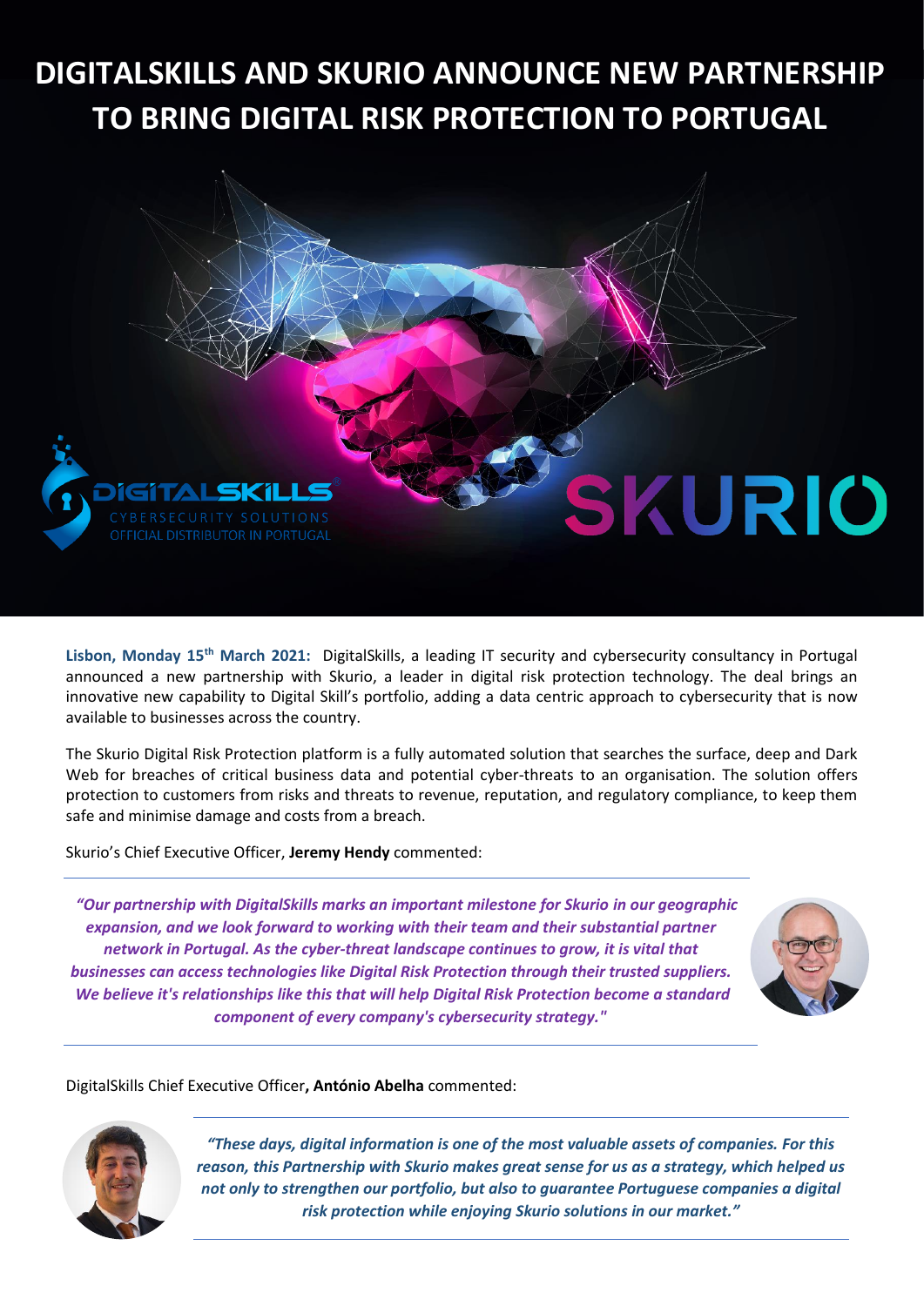# DIGITALSKILLS AND SKURIO ANNOUNCE NEW PARTNERSHIP TO BRING DIGITAL RISK PROTECTION TO PORTUGAL

**Lisbon, Monday 15th March 2021:** DigitalSkills, a leading IT security and cybersecurity consultancy in Portugal announced a new partnership with Skurio, a leader in digital risk protection technology. The deal brings an innovative new capability to Digital Skill's portfolio, adding a data centric approach to cybersecurity that is now available to businesses across the country.

The Skurio Digital Risk Protection platform is a fully automated solution that searches the surface, deep and Dark Web for breaches of critical business data and potential cyber-threats to an organisation. The solution offers protection to customers from risks and threats to revenue, reputation, and regulatory compliance, to keep them safe and minimise damage and costs from a breach.

Skurio's Chief Executive Officer, **Jeremy Hendy** commented:

> ***"Our partnership with DigitalSkills marks an important milestone for Skurio in our geographic expansion, and we look forward to working with their team and their substantial partner network in Portugal. As the cyber-threat landscape continues to grow, it is vital that businesses can access technologies like Digital Risk Protection through their trusted suppliers. We believe it's relationships like this that will help Digital Risk Protection become a standard component of every company's cybersecurity strategy."***

DigitalSkills Chief Executive Officer**, António Abelha** commented:

> ***"These days, digital information is one of the most valuable assets of companies. For this reason, this Partnership with Skurio makes great sense for us as a strategy, which helped us not only to strengthen our portfolio, but also to guarantee Portuguese companies a digital risk protection while enjoying Skurio solutions in our market."***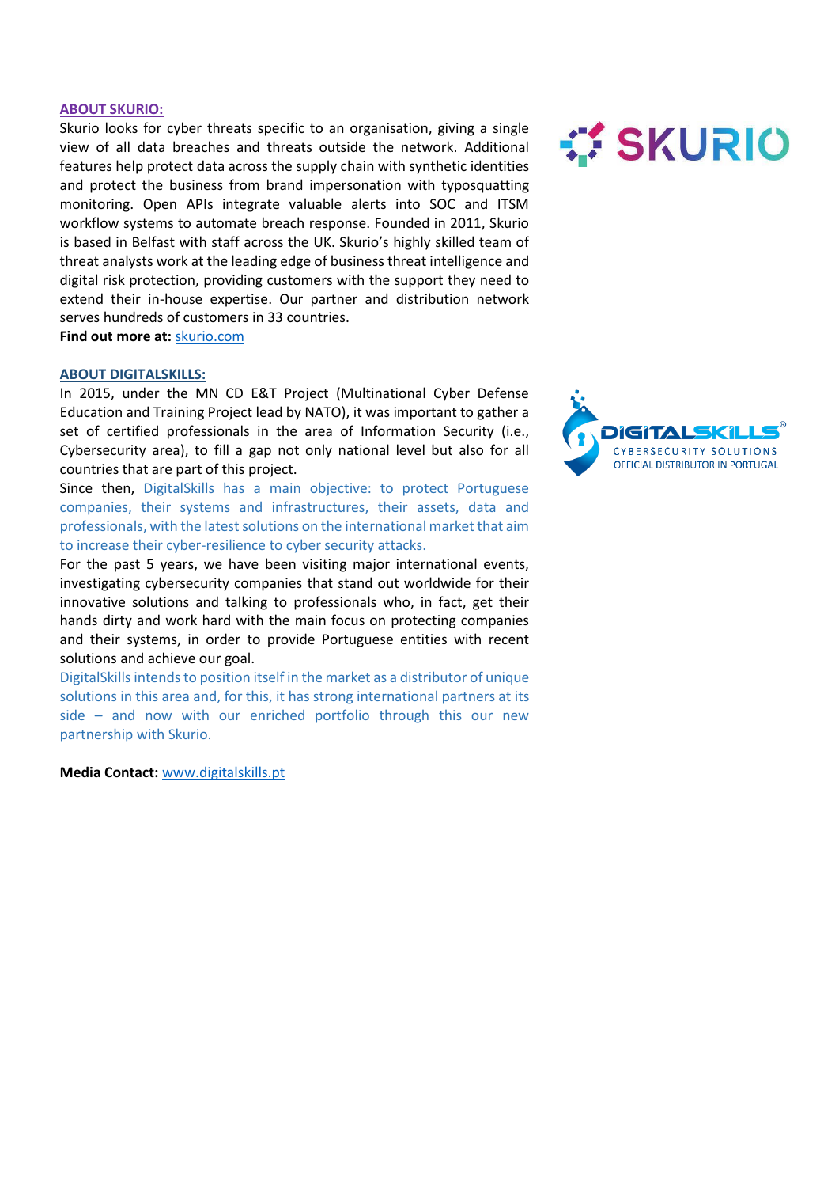**ABOUT SKURIO:**

Skurio looks for cyber threats specific to an organisation, giving a single view of all data breaches and threats outside the network. Additional features help protect data across the supply chain with synthetic identities and protect the business from brand impersonation with typosquatting monitoring. Open APIs integrate valuable alerts into SOC and ITSM workflow systems to automate breach response. Founded in 2011, Skurio is based in Belfast with staff across the UK. Skurio's highly skilled team of threat analysts work at the leading edge of business threat intelligence and digital risk protection, providing customers with the support they need to extend their in-house expertise. Our partner and distribution network serves hundreds of customers in 33 countries.

**Find out more at:** [skurio.com](skurio.com)

**ABOUT DIGITALSKILLS:**

In 2015, under the MN CD E&T Project (Multinational Cyber Defense Education and Training Project lead by NATO), it was important to gather a set of certified professionals in the area of Information Security (i.e., Cybersecurity area), to fill a gap not only national level but also for all countries that are part of this project.

Since then, DigitalSkills has a main objective: to protect Portuguese companies, their systems and infrastructures, their assets, data and professionals, with the latest solutions on the international market that aim to increase their cyber-resilience to cyber security attacks.

For the past 5 years, we have been visiting major international events, investigating cybersecurity companies that stand out worldwide for their innovative solutions and talking to professionals who, in fact, get their hands dirty and work hard with the main focus on protecting companies and their systems, in order to provide Portuguese entities with recent solutions and achieve our goal.

DigitalSkills intends to position itself in the market as a distributor of unique solutions in this area and, for this, it has strong international partners at its side – and now with our enriched portfolio through this our new partnership with Skurio.

**Media Contact:** [www.digitalskills.pt](www.digitalskills.pt)